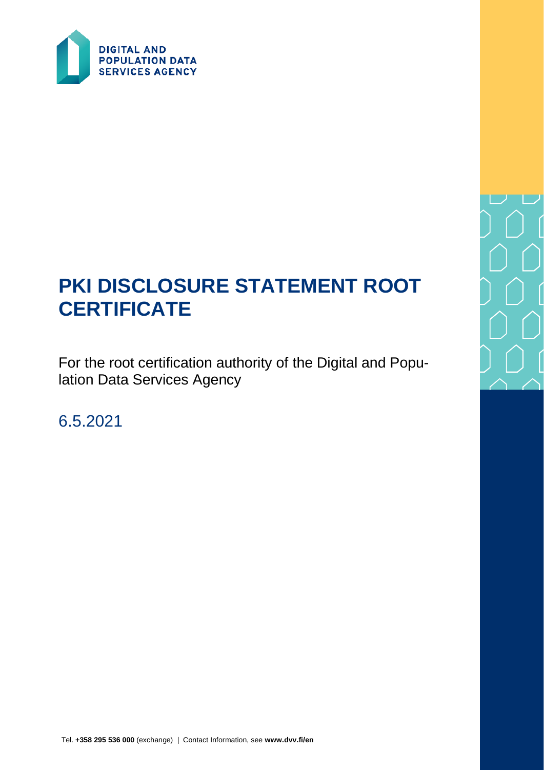DIGITAL AND POPULATION DATA SERVICES AGENCY

# PKI DISCLOSURE STATEMENT ROOT CERTIFICATE

For the root certification authority of the Digital and Population Data Services Agency

6.5.2021

Tel. **+358 295 536 000** (exchange) | Contact Information, see **www.dvv.fi/en**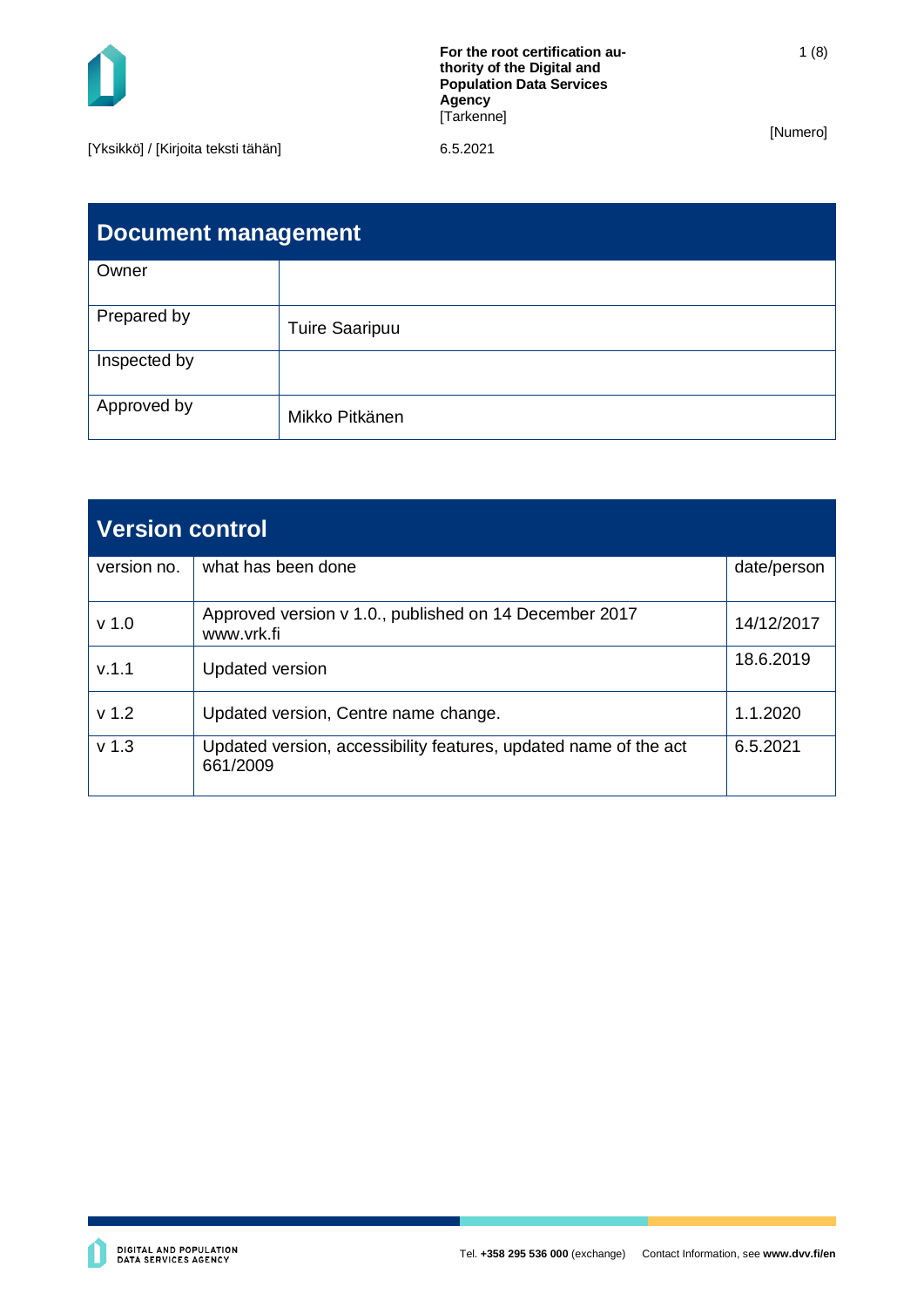## Document management

| Owner | |
|---|---|
| Prepared by | Tuire Saaripuu |
| Inspected by | |
| Approved by | Mikko Pitkänen |

## Version control

| version no. | what has been done | date/person |
|---|---|---|
| v 1.0 | Approved version v 1.0., published on 14 December 2017 www.vrk.fi | 14/12/2017 |
| v.1.1 | Updated version | 18.6.2019 |
| v 1.2 | Updated version, Centre name change. | 1.1.2020 |
| v 1.3 | Updated version, accessibility features, updated name of the act 661/2009 | 6.5.2021 |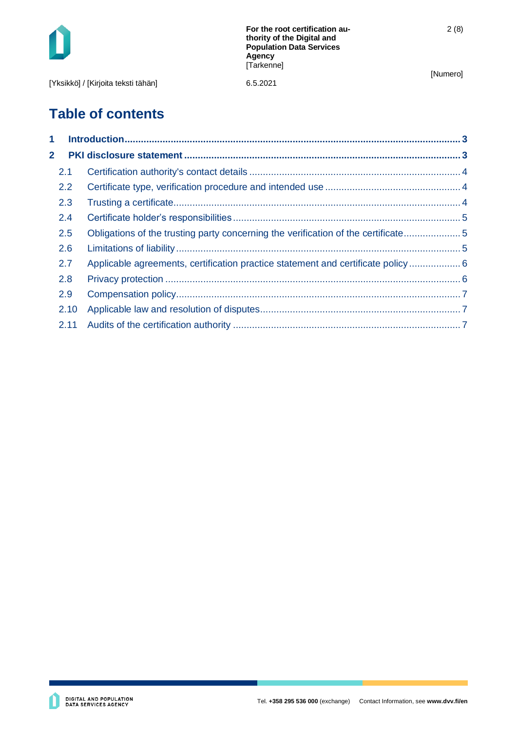# Table of contents

**1 Introduction ... 3**

**2 PKI disclosure statement ... 3**

- 2.1 Certification authority's contact details ... 4
- 2.2 Certificate type, verification procedure and intended use ... 4
- 2.3 Trusting a certificate ... 4
- 2.4 Certificate holder's responsibilities ... 5
- 2.5 Obligations of the trusting party concerning the verification of the certificate ... 5
- 2.6 Limitations of liability ... 5
- 2.7 Applicable agreements, certification practice statement and certificate policy ... 6
- 2.8 Privacy protection ... 6
- 2.9 Compensation policy ... 7
- 2.10 Applicable law and resolution of disputes ... 7
- 2.11 Audits of the certification authority ... 7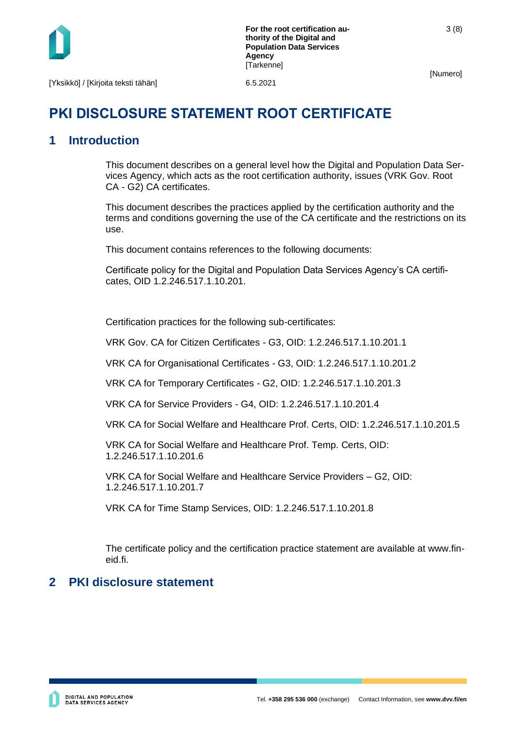# PKI DISCLOSURE STATEMENT ROOT CERTIFICATE

## 1 Introduction

This document describes on a general level how the Digital and Population Data Services Agency, which acts as the root certification authority, issues (VRK Gov. Root CA - G2) CA certificates.

This document describes the practices applied by the certification authority and the terms and conditions governing the use of the CA certificate and the restrictions on its use.

This document contains references to the following documents:

Certificate policy for the Digital and Population Data Services Agency's CA certificates, OID 1.2.246.517.1.10.201.

Certification practices for the following sub-certificates:

VRK Gov. CA for Citizen Certificates - G3, OID: 1.2.246.517.1.10.201.1

VRK CA for Organisational Certificates - G3, OID: 1.2.246.517.1.10.201.2

VRK CA for Temporary Certificates - G2, OID: 1.2.246.517.1.10.201.3

VRK CA for Service Providers - G4, OID: 1.2.246.517.1.10.201.4

VRK CA for Social Welfare and Healthcare Prof. Certs, OID: 1.2.246.517.1.10.201.5

VRK CA for Social Welfare and Healthcare Prof. Temp. Certs, OID: 1.2.246.517.1.10.201.6

VRK CA for Social Welfare and Healthcare Service Providers – G2, OID: 1.2.246.517.1.10.201.7

VRK CA for Time Stamp Services, OID: 1.2.246.517.1.10.201.8

The certificate policy and the certification practice statement are available at www.fineid.fi.

## 2 PKI disclosure statement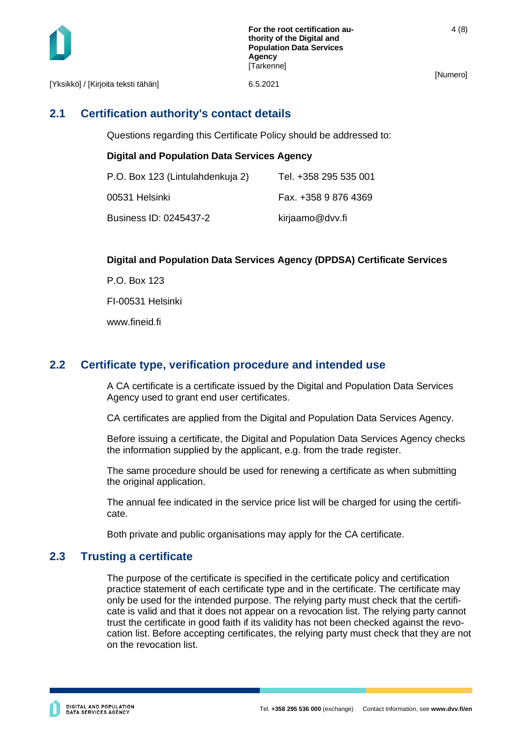## 2.1 Certification authority's contact details

Questions regarding this Certificate Policy should be addressed to:

**Digital and Population Data Services Agency**

| | |
|---|---|
| P.O. Box 123 (Lintulahdenkuja 2) | Tel. +358 295 535 001 |
| 00531 Helsinki | Fax. +358 9 876 4369 |
| Business ID: 0245437-2 | kirjaamo@dvv.fi |

**Digital and Population Data Services Agency (DPDSA) Certificate Services**

P.O. Box 123

FI-00531 Helsinki

www.fineid.fi

## 2.2 Certificate type, verification procedure and intended use

A CA certificate is a certificate issued by the Digital and Population Data Services Agency used to grant end user certificates.

CA certificates are applied from the Digital and Population Data Services Agency.

Before issuing a certificate, the Digital and Population Data Services Agency checks the information supplied by the applicant, e.g. from the trade register.

The same procedure should be used for renewing a certificate as when submitting the original application.

The annual fee indicated in the service price list will be charged for using the certificate.

Both private and public organisations may apply for the CA certificate.

## 2.3 Trusting a certificate

The purpose of the certificate is specified in the certificate policy and certification practice statement of each certificate type and in the certificate. The certificate may only be used for the intended purpose. The relying party must check that the certificate is valid and that it does not appear on a revocation list. The relying party cannot trust the certificate in good faith if its validity has not been checked against the revocation list. Before accepting certificates, the relying party must check that they are not on the revocation list.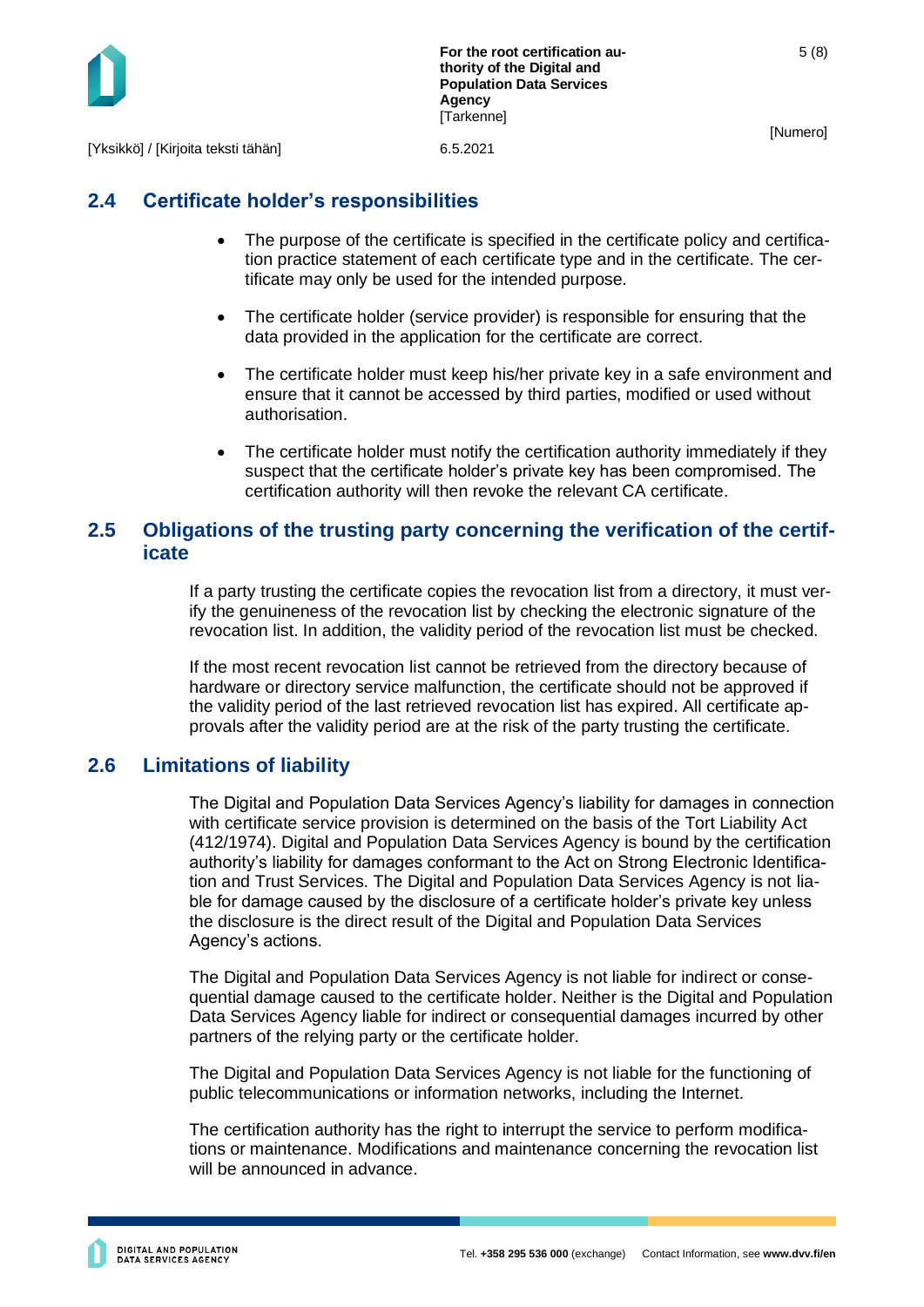## 2.4 Certificate holder's responsibilities

- The purpose of the certificate is specified in the certificate policy and certification practice statement of each certificate type and in the certificate. The certificate may only be used for the intended purpose.
- The certificate holder (service provider) is responsible for ensuring that the data provided in the application for the certificate are correct.
- The certificate holder must keep his/her private key in a safe environment and ensure that it cannot be accessed by third parties, modified or used without authorisation.
- The certificate holder must notify the certification authority immediately if they suspect that the certificate holder's private key has been compromised. The certification authority will then revoke the relevant CA certificate.

## 2.5 Obligations of the trusting party concerning the verification of the certificate

If a party trusting the certificate copies the revocation list from a directory, it must verify the genuineness of the revocation list by checking the electronic signature of the revocation list. In addition, the validity period of the revocation list must be checked.

If the most recent revocation list cannot be retrieved from the directory because of hardware or directory service malfunction, the certificate should not be approved if the validity period of the last retrieved revocation list has expired. All certificate approvals after the validity period are at the risk of the party trusting the certificate.

## 2.6 Limitations of liability

The Digital and Population Data Services Agency's liability for damages in connection with certificate service provision is determined on the basis of the Tort Liability Act (412/1974). Digital and Population Data Services Agency is bound by the certification authority's liability for damages conformant to the Act on Strong Electronic Identification and Trust Services. The Digital and Population Data Services Agency is not liable for damage caused by the disclosure of a certificate holder's private key unless the disclosure is the direct result of the Digital and Population Data Services Agency's actions.

The Digital and Population Data Services Agency is not liable for indirect or consequential damage caused to the certificate holder. Neither is the Digital and Population Data Services Agency liable for indirect or consequential damages incurred by other partners of the relying party or the certificate holder.

The Digital and Population Data Services Agency is not liable for the functioning of public telecommunications or information networks, including the Internet.

The certification authority has the right to interrupt the service to perform modifications or maintenance. Modifications and maintenance concerning the revocation list will be announced in advance.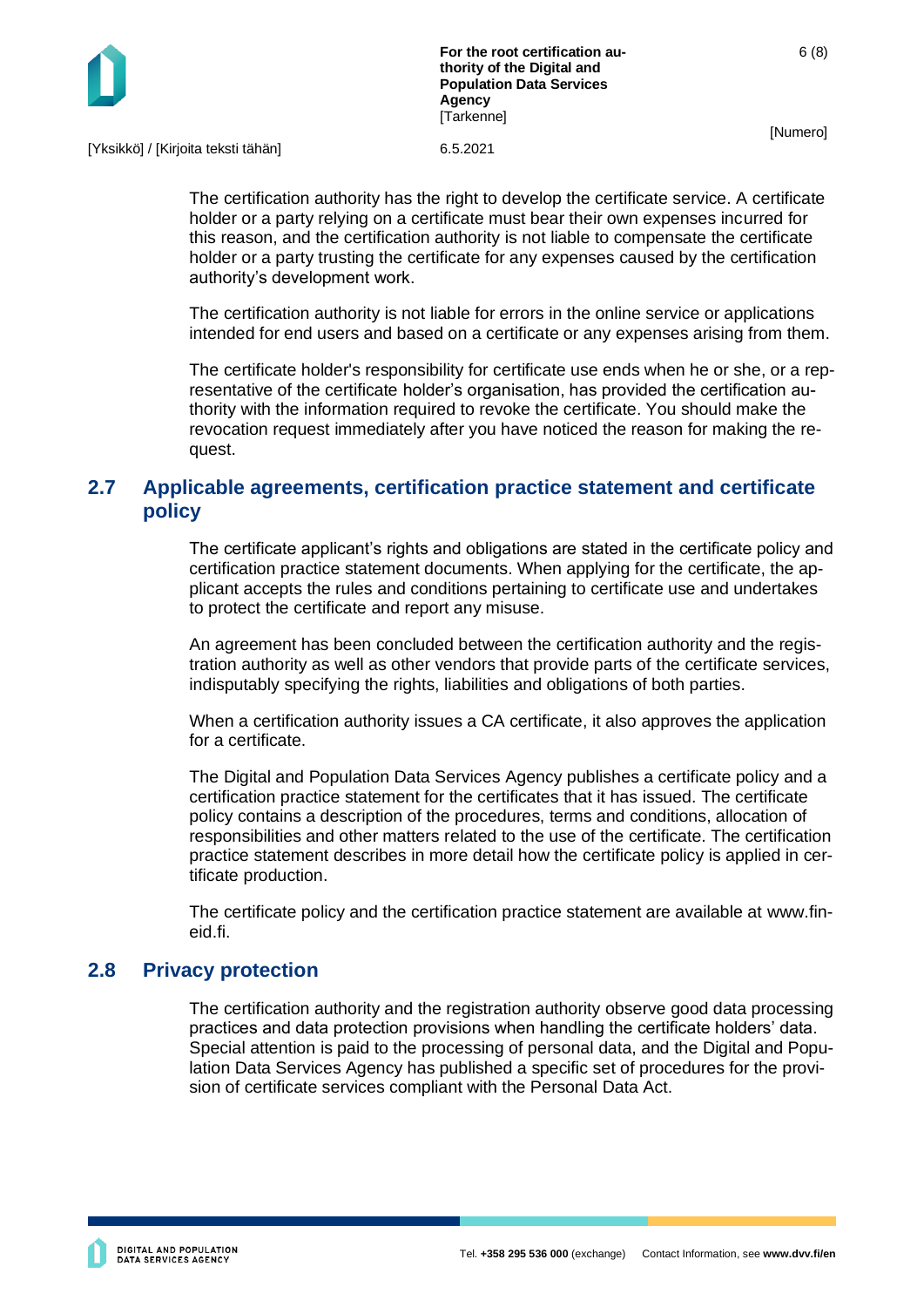The certification authority has the right to develop the certificate service. A certificate holder or a party relying on a certificate must bear their own expenses incurred for this reason, and the certification authority is not liable to compensate the certificate holder or a party trusting the certificate for any expenses caused by the certification authority's development work.

The certification authority is not liable for errors in the online service or applications intended for end users and based on a certificate or any expenses arising from them.

The certificate holder's responsibility for certificate use ends when he or she, or a representative of the certificate holder's organisation, has provided the certification authority with the information required to revoke the certificate. You should make the revocation request immediately after you have noticed the reason for making the request.

## 2.7 Applicable agreements, certification practice statement and certificate policy

The certificate applicant's rights and obligations are stated in the certificate policy and certification practice statement documents. When applying for the certificate, the applicant accepts the rules and conditions pertaining to certificate use and undertakes to protect the certificate and report any misuse.

An agreement has been concluded between the certification authority and the registration authority as well as other vendors that provide parts of the certificate services, indisputably specifying the rights, liabilities and obligations of both parties.

When a certification authority issues a CA certificate, it also approves the application for a certificate.

The Digital and Population Data Services Agency publishes a certificate policy and a certification practice statement for the certificates that it has issued. The certificate policy contains a description of the procedures, terms and conditions, allocation of responsibilities and other matters related to the use of the certificate. The certification practice statement describes in more detail how the certificate policy is applied in certificate production.

The certificate policy and the certification practice statement are available at www.fineid.fi.

## 2.8 Privacy protection

The certification authority and the registration authority observe good data processing practices and data protection provisions when handling the certificate holders' data. Special attention is paid to the processing of personal data, and the Digital and Population Data Services Agency has published a specific set of procedures for the provision of certificate services compliant with the Personal Data Act.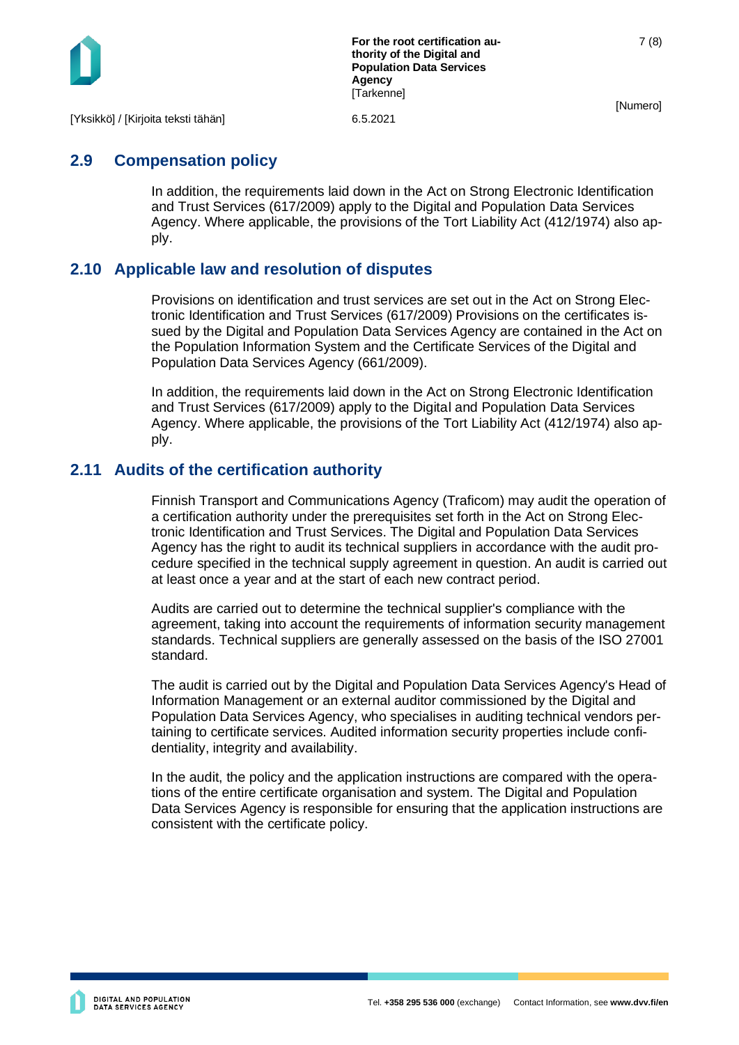## 2.9 Compensation policy

In addition, the requirements laid down in the Act on Strong Electronic Identification and Trust Services (617/2009) apply to the Digital and Population Data Services Agency. Where applicable, the provisions of the Tort Liability Act (412/1974) also apply.

## 2.10 Applicable law and resolution of disputes

Provisions on identification and trust services are set out in the Act on Strong Electronic Identification and Trust Services (617/2009) Provisions on the certificates issued by the Digital and Population Data Services Agency are contained in the Act on the Population Information System and the Certificate Services of the Digital and Population Data Services Agency (661/2009).

In addition, the requirements laid down in the Act on Strong Electronic Identification and Trust Services (617/2009) apply to the Digital and Population Data Services Agency. Where applicable, the provisions of the Tort Liability Act (412/1974) also apply.

## 2.11 Audits of the certification authority

Finnish Transport and Communications Agency (Traficom) may audit the operation of a certification authority under the prerequisites set forth in the Act on Strong Electronic Identification and Trust Services. The Digital and Population Data Services Agency has the right to audit its technical suppliers in accordance with the audit procedure specified in the technical supply agreement in question. An audit is carried out at least once a year and at the start of each new contract period.

Audits are carried out to determine the technical supplier's compliance with the agreement, taking into account the requirements of information security management standards. Technical suppliers are generally assessed on the basis of the ISO 27001 standard.

The audit is carried out by the Digital and Population Data Services Agency's Head of Information Management or an external auditor commissioned by the Digital and Population Data Services Agency, who specialises in auditing technical vendors pertaining to certificate services. Audited information security properties include confidentiality, integrity and availability.

In the audit, the policy and the application instructions are compared with the operations of the entire certificate organisation and system. The Digital and Population Data Services Agency is responsible for ensuring that the application instructions are consistent with the certificate policy.